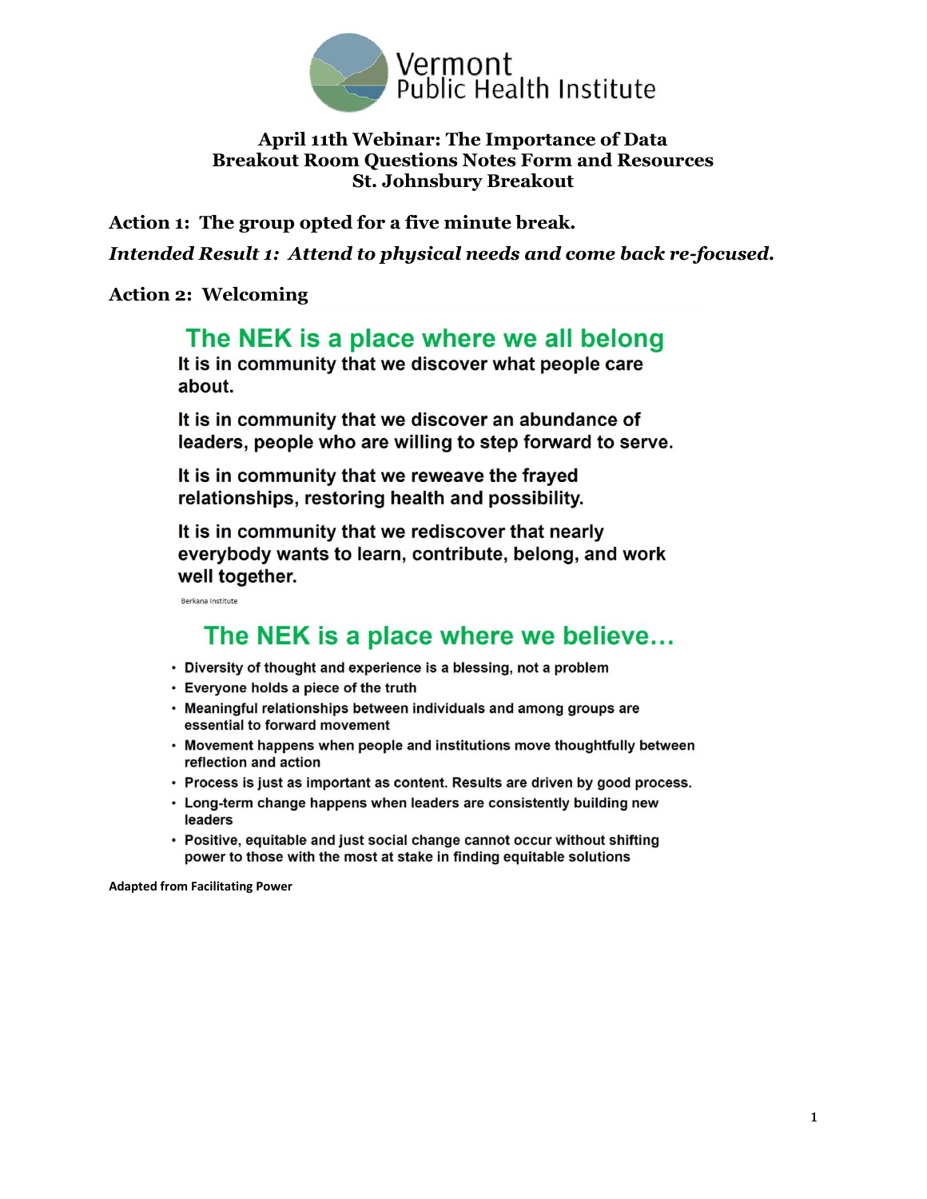Vermont Public Health Institute

# April 11th Webinar: The Importance of Data
## Breakout Room Questions Notes Form and Resources
## St. Johnsbury Breakout

**Action 1: The group opted for a five minute break.**

***Intended Result 1: Attend to physical needs and come back re-focused.***

**Action 2: Welcoming**

## The NEK is a place where we all belong

**It is in community that we discover what people care about.**

**It is in community that we discover an abundance of leaders, people who are willing to step forward to serve.**

**It is in community that we reweave the frayed relationships, restoring health and possibility.**

**It is in community that we rediscover that nearly everybody wants to learn, contribute, belong, and work well together.**

Berkana Institute

## The NEK is a place where we believe…

- Diversity of thought and experience is a blessing, not a problem
- Everyone holds a piece of the truth
- Meaningful relationships between individuals and among groups are essential to forward movement
- Movement happens when people and institutions move thoughtfully between reflection and action
- Process is just as important as content. Results are driven by good process.
- Long-term change happens when leaders are consistently building new leaders
- Positive, equitable and just social change cannot occur without shifting power to those with the most at stake in finding equitable solutions

**Adapted from Facilitating Power**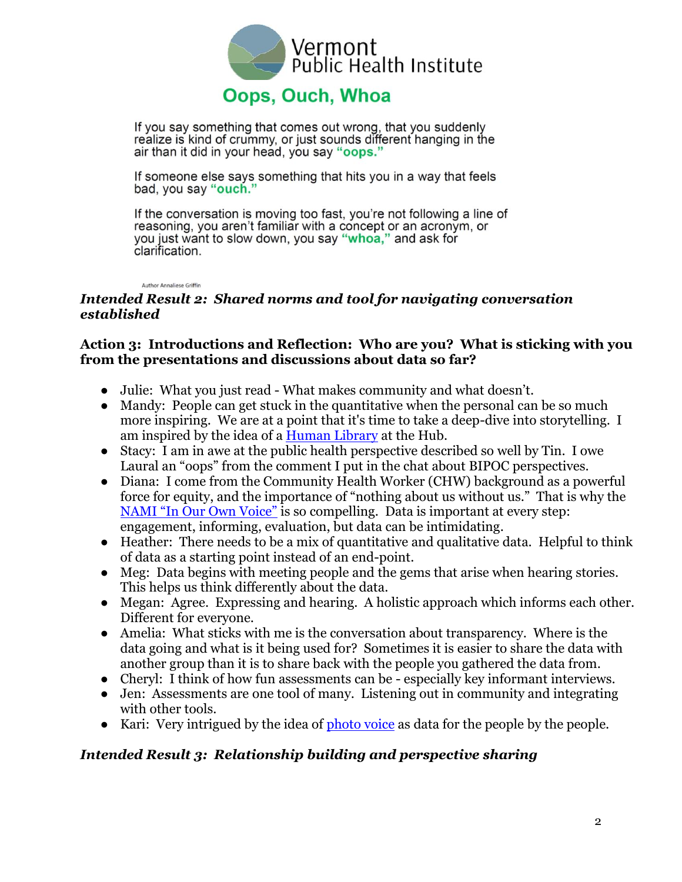Vermont Public Health Institute

## Oops, Ouch, Whoa

If you say something that comes out wrong, that you suddenly realize is kind of crummy, or just sounds different hanging in the air than it did in your head, you say **"oops."**

If someone else says something that hits you in a way that feels bad, you say **"ouch."**

If the conversation is moving too fast, you're not following a line of reasoning, you aren't familiar with a concept or an acronym, or you just want to slow down, you say **"whoa,"** and ask for clarification.

Author Annaliese Griffin

***Intended Result 2: Shared norms and tool for navigating conversation established***

**Action 3: Introductions and Reflection: Who are you? What is sticking with you from the presentations and discussions about data so far?**

- Julie: What you just read - What makes community and what doesn't.
- Mandy: People can get stuck in the quantitative when the personal can be so much more inspiring. We are at a point that it's time to take a deep-dive into storytelling. I am inspired by the idea of a Human Library at the Hub.
- Stacy: I am in awe at the public health perspective described so well by Tin. I owe Laural an "oops" from the comment I put in the chat about BIPOC perspectives.
- Diana: I come from the Community Health Worker (CHW) background as a powerful force for equity, and the importance of "nothing about us without us." That is why the NAMI "In Our Own Voice" is so compelling. Data is important at every step: engagement, informing, evaluation, but data can be intimidating.
- Heather: There needs to be a mix of quantitative and qualitative data. Helpful to think of data as a starting point instead of an end-point.
- Meg: Data begins with meeting people and the gems that arise when hearing stories. This helps us think differently about the data.
- Megan: Agree. Expressing and hearing. A holistic approach which informs each other. Different for everyone.
- Amelia: What sticks with me is the conversation about transparency. Where is the data going and what is it being used for? Sometimes it is easier to share the data with another group than it is to share back with the people you gathered the data from.
- Cheryl: I think of how fun assessments can be - especially key informant interviews.
- Jen: Assessments are one tool of many. Listening out in community and integrating with other tools.
- Kari: Very intrigued by the idea of photo voice as data for the people by the people.

***Intended Result 3: Relationship building and perspective sharing***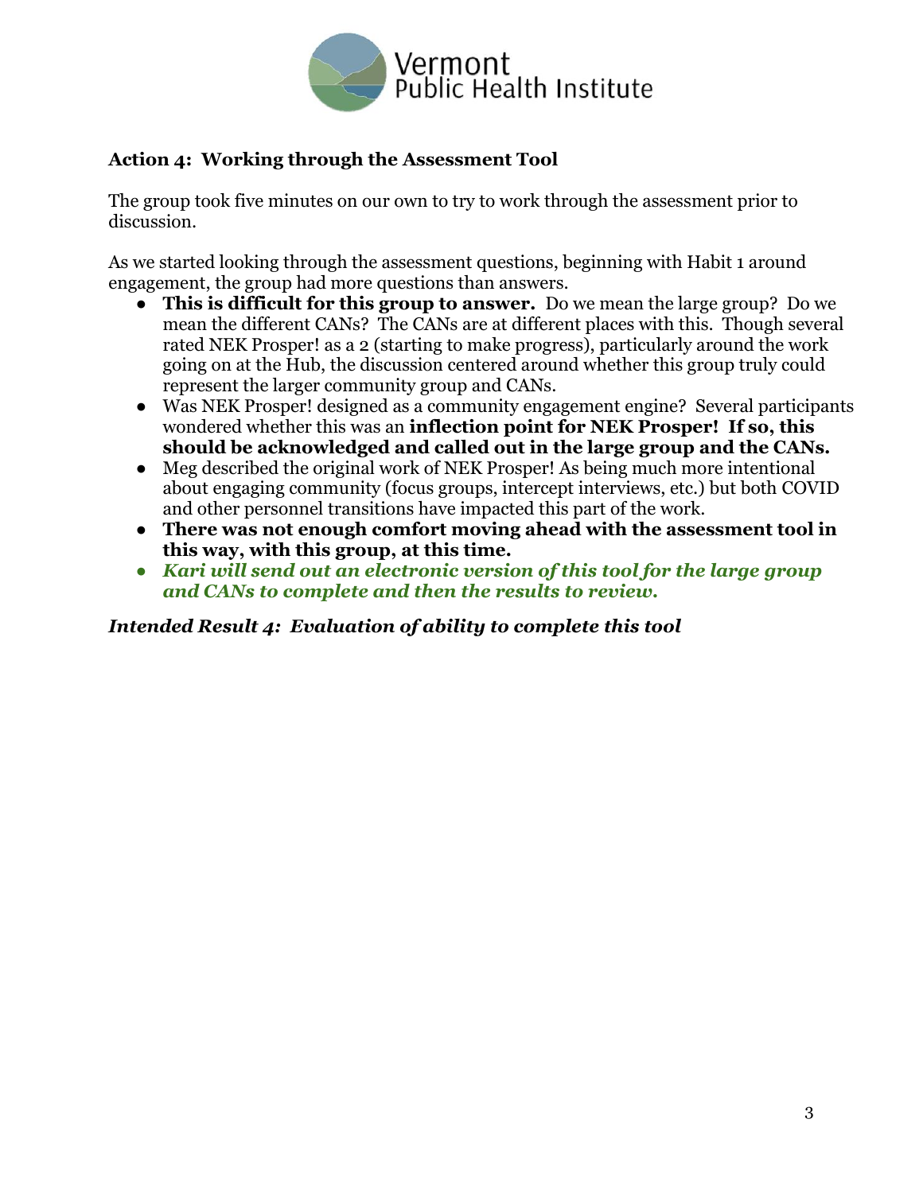### Action 4: Working through the Assessment Tool

The group took five minutes on our own to try to work through the assessment prior to discussion.

As we started looking through the assessment questions, beginning with Habit 1 around engagement, the group had more questions than answers.

- **This is difficult for this group to answer.** Do we mean the large group? Do we mean the different CANs? The CANs are at different places with this. Though several rated NEK Prosper! as a 2 (starting to make progress), particularly around the work going on at the Hub, the discussion centered around whether this group truly could represent the larger community group and CANs.
- Was NEK Prosper! designed as a community engagement engine? Several participants wondered whether this was an **inflection point for NEK Prosper! If so, this should be acknowledged and called out in the large group and the CANs.**
- Meg described the original work of NEK Prosper! As being much more intentional about engaging community (focus groups, intercept interviews, etc.) but both COVID and other personnel transitions have impacted this part of the work.
- **There was not enough comfort moving ahead with the assessment tool in this way, with this group, at this time.**
- ***Kari will send out an electronic version of this tool for the large group and CANs to complete and then the results to review.***

***Intended Result 4: Evaluation of ability to complete this tool***